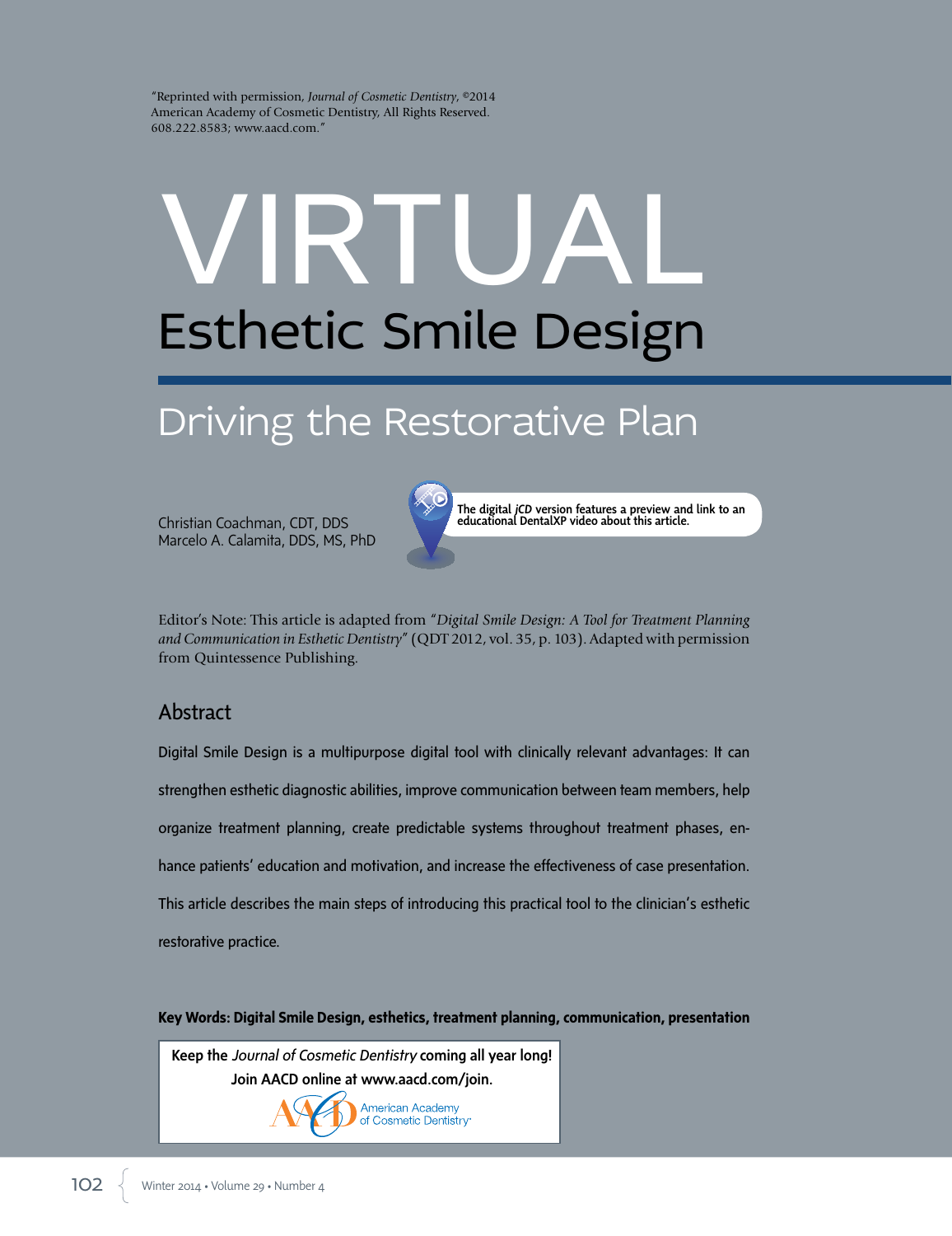"Reprinted with permission, *Journal of Cosmetic Dentistry*, ©2014 American Academy of Cosmetic Dentistry, All Rights Reserved. 608.222.8583; www.aacd.com."

# VIRTUAL Esthetic Smile Design

## Driving the Restorative Plan

Christian Coachman, CDT, DDS
Marcelo A. Calamita, DDS, MS, PhD

**The digital *jCD* version features a preview and link to an educational DentalXP video about this article.**

Editor's Note: This article is adapted from "*Digital Smile Design: A Tool for Treatment Planning and Communication in Esthetic Dentistry*" (QDT 2012, vol. 35, p. 103). Adapted with permission from Quintessence Publishing.

## Abstract

Digital Smile Design is a multipurpose digital tool with clinically relevant advantages: It can strengthen esthetic diagnostic abilities, improve communication between team members, help organize treatment planning, create predictable systems throughout treatment phases, enhance patients' education and motivation, and increase the effectiveness of case presentation. This article describes the main steps of introducing this practical tool to the clinician's esthetic restorative practice.

**Key Words: Digital Smile Design, esthetics, treatment planning, communication, presentation**

**Keep the *Journal of Cosmetic Dentistry* coming all year long! Join AACD online at www.aacd.com/join.**

American Academy of Cosmetic Dentistry®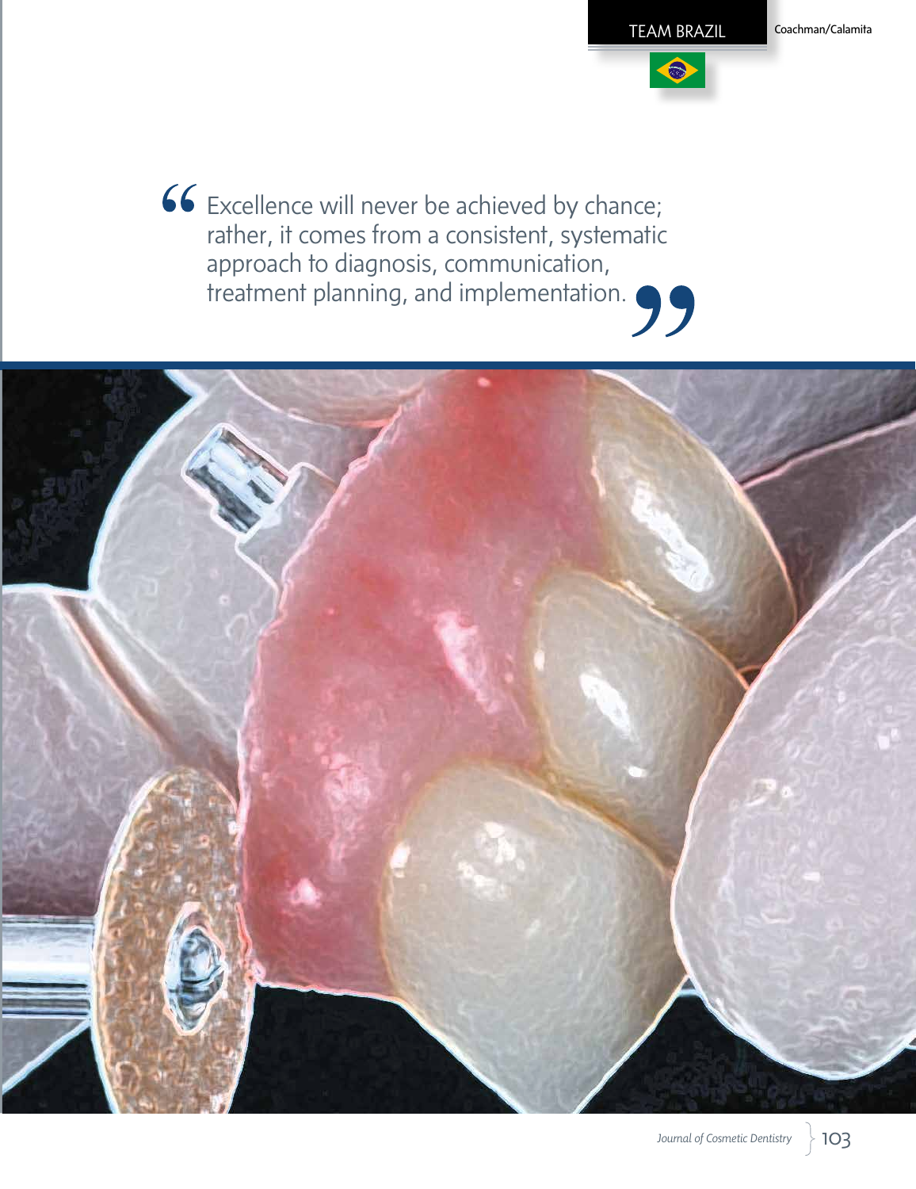> Excellence will never be achieved by chance; rather, it comes from a consistent, systematic approach to diagnosis, communication, treatment planning, and implementation.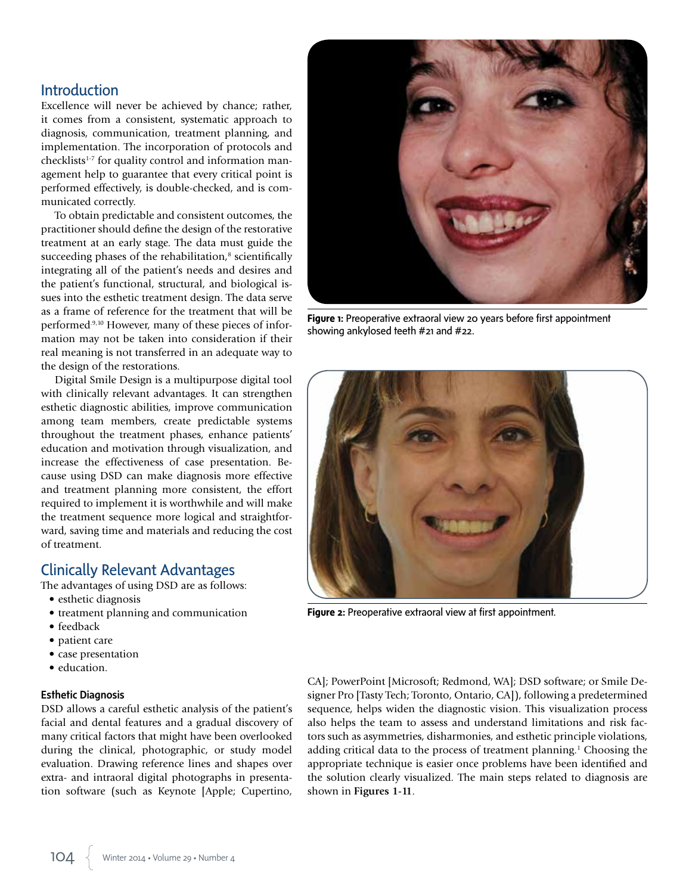## Introduction

Excellence will never be achieved by chance; rather, it comes from a consistent, systematic approach to diagnosis, communication, treatment planning, and implementation. The incorporation of protocols and checklists[1-7] for quality control and information management help to guarantee that every critical point is performed effectively, is double-checked, and is communicated correctly.

To obtain predictable and consistent outcomes, the practitioner should define the design of the restorative treatment at an early stage. The data must guide the succeeding phases of the rehabilitation,[8] scientifically integrating all of the patient's needs and desires and the patient's functional, structural, and biological issues into the esthetic treatment design. The data serve as a frame of reference for the treatment that will be performed.[9,10] However, many of these pieces of information may not be taken into consideration if their real meaning is not transferred in an adequate way to the design of the restorations.

Digital Smile Design is a multipurpose digital tool with clinically relevant advantages. It can strengthen esthetic diagnostic abilities, improve communication among team members, create predictable systems throughout the treatment phases, enhance patients' education and motivation through visualization, and increase the effectiveness of case presentation. Because using DSD can make diagnosis more effective and treatment planning more consistent, the effort required to implement it is worthwhile and will make the treatment sequence more logical and straightforward, saving time and materials and reducing the cost of treatment.

**Figure 1:** Preoperative extraoral view 20 years before first appointment showing ankylosed teeth #21 and #22.

**Figure 2:** Preoperative extraoral view at first appointment.

## Clinically Relevant Advantages

The advantages of using DSD are as follows:

- esthetic diagnosis
- treatment planning and communication
- feedback
- patient care
- case presentation
- education.

### Esthetic Diagnosis

DSD allows a careful esthetic analysis of the patient's facial and dental features and a gradual discovery of many critical factors that might have been overlooked during the clinical, photographic, or study model evaluation. Drawing reference lines and shapes over extra- and intraoral digital photographs in presentation software (such as Keynote [Apple; Cupertino, CA]; PowerPoint [Microsoft; Redmond, WA]; DSD software; or Smile Designer Pro [Tasty Tech; Toronto, Ontario, CA]), following a predetermined sequence, helps widen the diagnostic vision. This visualization process also helps the team to assess and understand limitations and risk factors such as asymmetries, disharmonies, and esthetic principle violations, adding critical data to the process of treatment planning.[1] Choosing the appropriate technique is easier once problems have been identified and the solution clearly visualized. The main steps related to diagnosis are shown in **Figures 1-11**.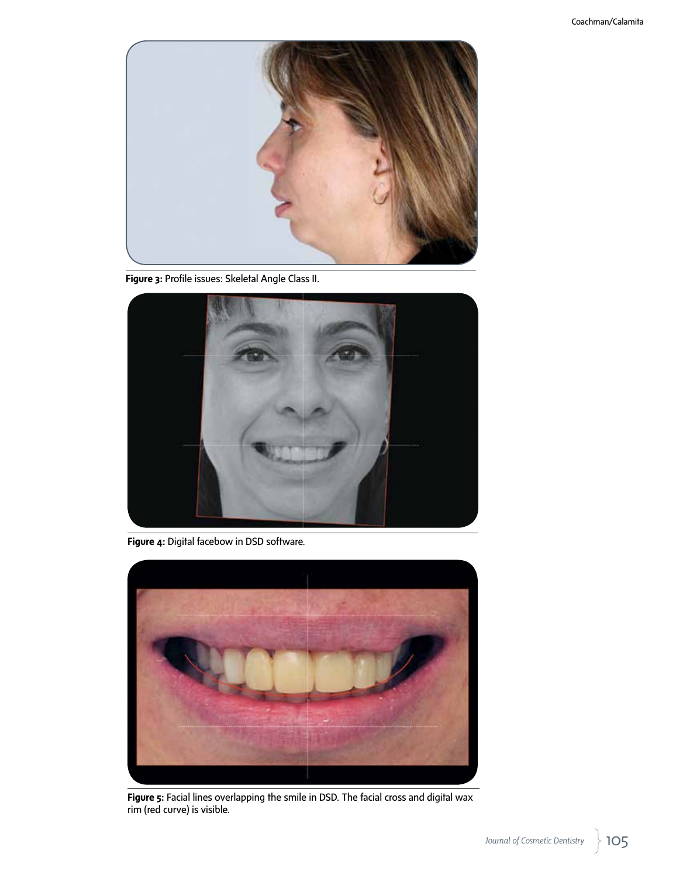**Figure 3:** Profile issues: Skeletal Angle Class II.

**Figure 4:** Digital facebow in DSD software.

**Figure 5:** Facial lines overlapping the smile in DSD. The facial cross and digital wax rim (red curve) is visible.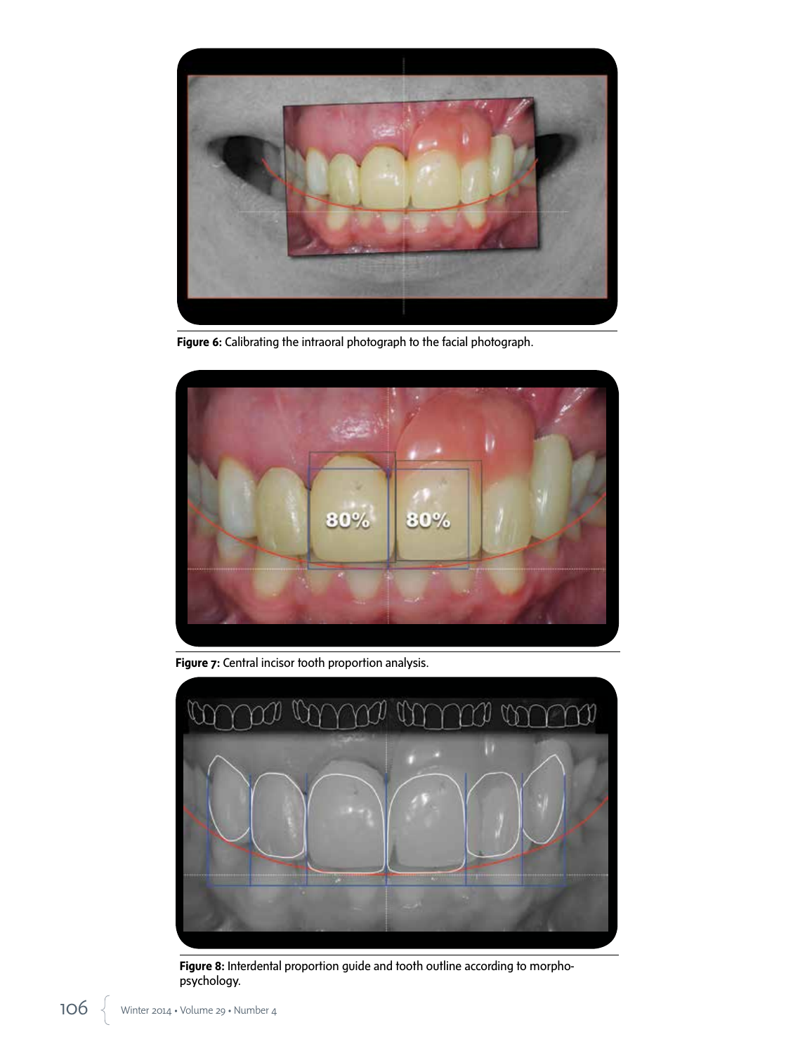**Figure 6:** Calibrating the intraoral photograph to the facial photograph.

**Figure 7:** Central incisor tooth proportion analysis.

**Figure 8:** Interdental proportion guide and tooth outline according to morpho-psychology.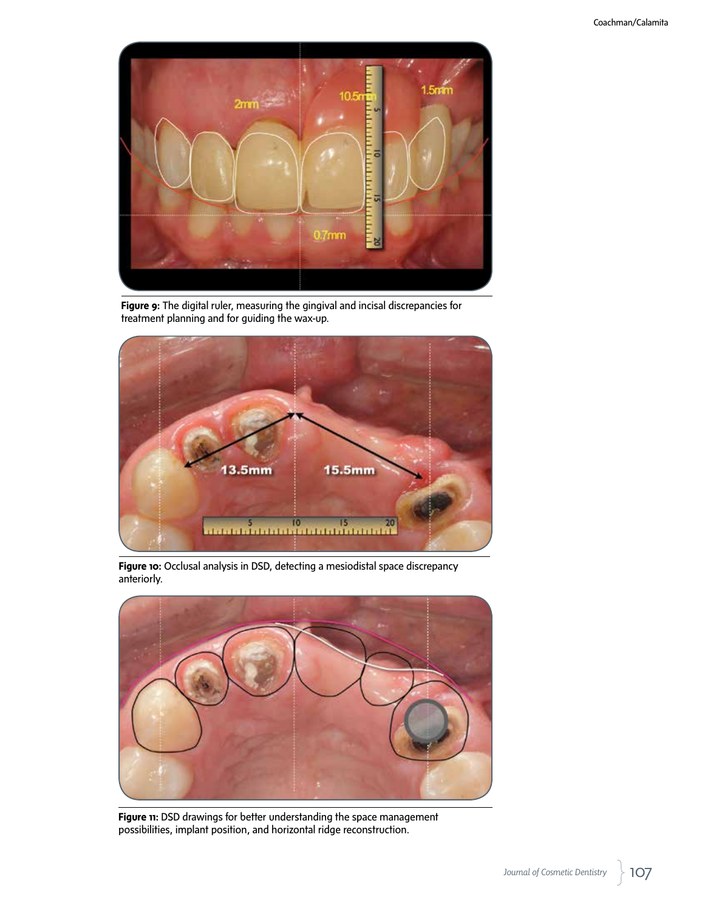**Figure 9:** The digital ruler, measuring the gingival and incisal discrepancies for treatment planning and for guiding the wax-up.

**Figure 10:** Occlusal analysis in DSD, detecting a mesiodistal space discrepancy anteriorly.

**Figure 11:** DSD drawings for better understanding the space management possibilities, implant position, and horizontal ridge reconstruction.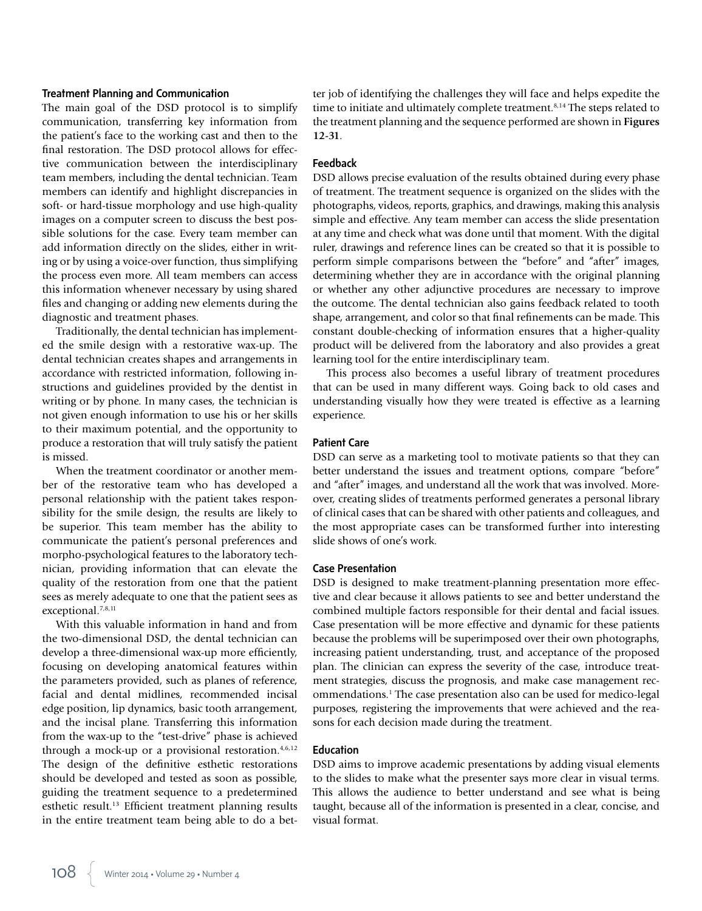### Treatment Planning and Communication

The main goal of the DSD protocol is to simplify communication, transferring key information from the patient's face to the working cast and then to the final restoration. The DSD protocol allows for effective communication between the interdisciplinary team members, including the dental technician. Team members can identify and highlight discrepancies in soft- or hard-tissue morphology and use high-quality images on a computer screen to discuss the best possible solutions for the case. Every team member can add information directly on the slides, either in writing or by using a voice-over function, thus simplifying the process even more. All team members can access this information whenever necessary by using shared files and changing or adding new elements during the diagnostic and treatment phases.

Traditionally, the dental technician has implemented the smile design with a restorative wax-up. The dental technician creates shapes and arrangements in accordance with restricted information, following instructions and guidelines provided by the dentist in writing or by phone. In many cases, the technician is not given enough information to use his or her skills to their maximum potential, and the opportunity to produce a restoration that will truly satisfy the patient is missed.

When the treatment coordinator or another member of the restorative team who has developed a personal relationship with the patient takes responsibility for the smile design, the results are likely to be superior. This team member has the ability to communicate the patient's personal preferences and morpho-psychological features to the laboratory technician, providing information that can elevate the quality of the restoration from one that the patient sees as merely adequate to one that the patient sees as exceptional.[7,8,11]

With this valuable information in hand and from the two-dimensional DSD, the dental technician can develop a three-dimensional wax-up more efficiently, focusing on developing anatomical features within the parameters provided, such as planes of reference, facial and dental midlines, recommended incisal edge position, lip dynamics, basic tooth arrangement, and the incisal plane. Transferring this information from the wax-up to the "test-drive" phase is achieved through a mock-up or a provisional restoration.[4,6,12] The design of the definitive esthetic restorations should be developed and tested as soon as possible, guiding the treatment sequence to a predetermined esthetic result.[13] Efficient treatment planning results in the entire treatment team being able to do a better job of identifying the challenges they will face and helps expedite the time to initiate and ultimately complete treatment.[8,14] The steps related to the treatment planning and the sequence performed are shown in **Figures 12-31**.

### Feedback

DSD allows precise evaluation of the results obtained during every phase of treatment. The treatment sequence is organized on the slides with the photographs, videos, reports, graphics, and drawings, making this analysis simple and effective. Any team member can access the slide presentation at any time and check what was done until that moment. With the digital ruler, drawings and reference lines can be created so that it is possible to perform simple comparisons between the "before" and "after" images, determining whether they are in accordance with the original planning or whether any other adjunctive procedures are necessary to improve the outcome. The dental technician also gains feedback related to tooth shape, arrangement, and color so that final refinements can be made. This constant double-checking of information ensures that a higher-quality product will be delivered from the laboratory and also provides a great learning tool for the entire interdisciplinary team.

This process also becomes a useful library of treatment procedures that can be used in many different ways. Going back to old cases and understanding visually how they were treated is effective as a learning experience.

### Patient Care

DSD can serve as a marketing tool to motivate patients so that they can better understand the issues and treatment options, compare "before" and "after" images, and understand all the work that was involved. Moreover, creating slides of treatments performed generates a personal library of clinical cases that can be shared with other patients and colleagues, and the most appropriate cases can be transformed further into interesting slide shows of one's work.

### Case Presentation

DSD is designed to make treatment-planning presentation more effective and clear because it allows patients to see and better understand the combined multiple factors responsible for their dental and facial issues. Case presentation will be more effective and dynamic for these patients because the problems will be superimposed over their own photographs, increasing patient understanding, trust, and acceptance of the proposed plan. The clinician can express the severity of the case, introduce treatment strategies, discuss the prognosis, and make case management recommendations.[1] The case presentation also can be used for medico-legal purposes, registering the improvements that were achieved and the reasons for each decision made during the treatment.

### Education

DSD aims to improve academic presentations by adding visual elements to the slides to make what the presenter says more clear in visual terms. This allows the audience to better understand and see what is being taught, because all of the information is presented in a clear, concise, and visual format.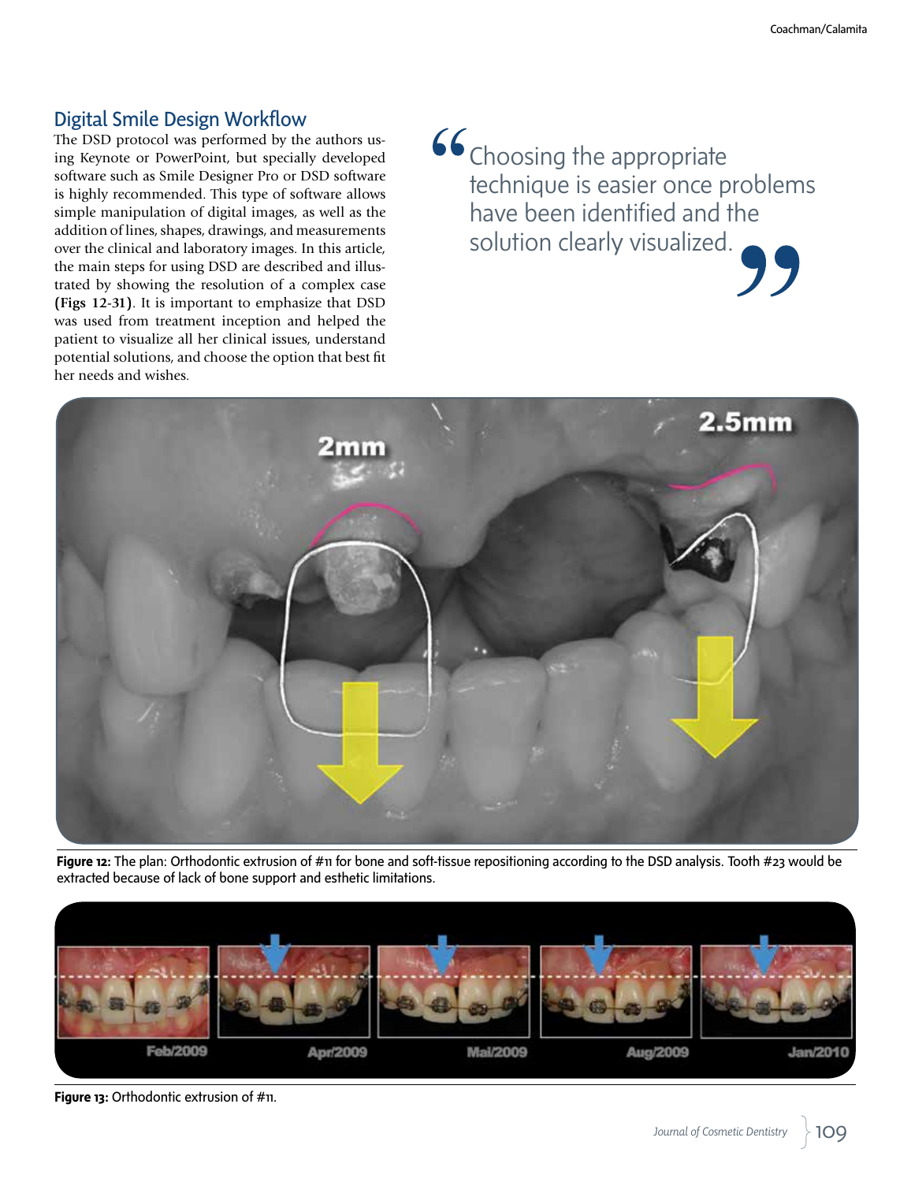## Digital Smile Design Workflow

The DSD protocol was performed by the authors using Keynote or PowerPoint, but specially developed software such as Smile Designer Pro or DSD software is highly recommended. This type of software allows simple manipulation of digital images, as well as the addition of lines, shapes, drawings, and measurements over the clinical and laboratory images. In this article, the main steps for using DSD are described and illustrated by showing the resolution of a complex case **(Figs 12-31)**. It is important to emphasize that DSD was used from treatment inception and helped the patient to visualize all her clinical issues, understand potential solutions, and choose the option that best fit her needs and wishes.

> "Choosing the appropriate technique is easier once problems have been identified and the solution clearly visualized."

**Figure 12:** The plan: Orthodontic extrusion of #11 for bone and soft-tissue repositioning according to the DSD analysis. Tooth #23 would be extracted because of lack of bone support and esthetic limitations.

**Figure 13:** Orthodontic extrusion of #11.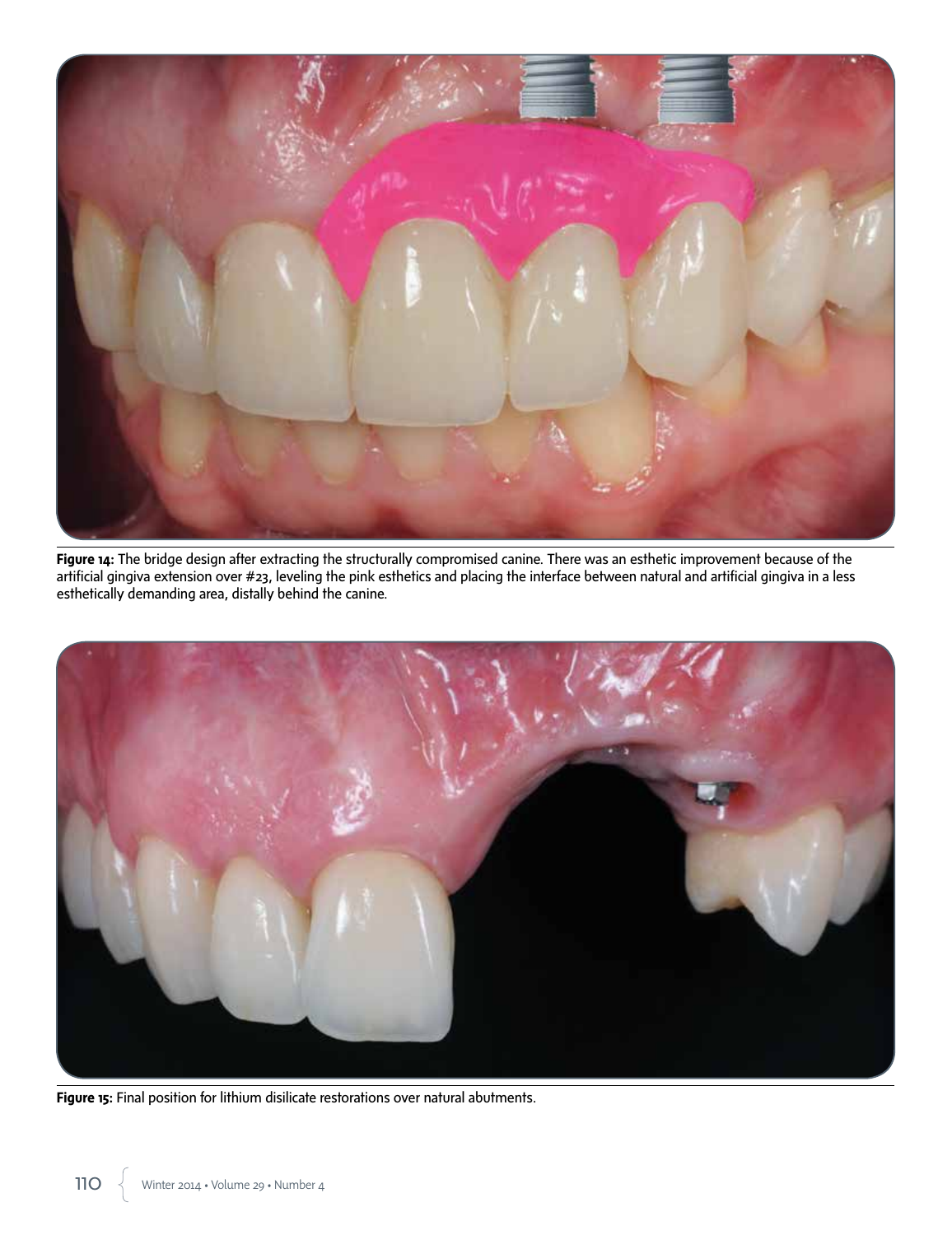**Figure 14:** The bridge design after extracting the structurally compromised canine. There was an esthetic improvement because of the artificial gingiva extension over #23, leveling the pink esthetics and placing the interface between natural and artificial gingiva in a less esthetically demanding area, distally behind the canine.

**Figure 15:** Final position for lithium disilicate restorations over natural abutments.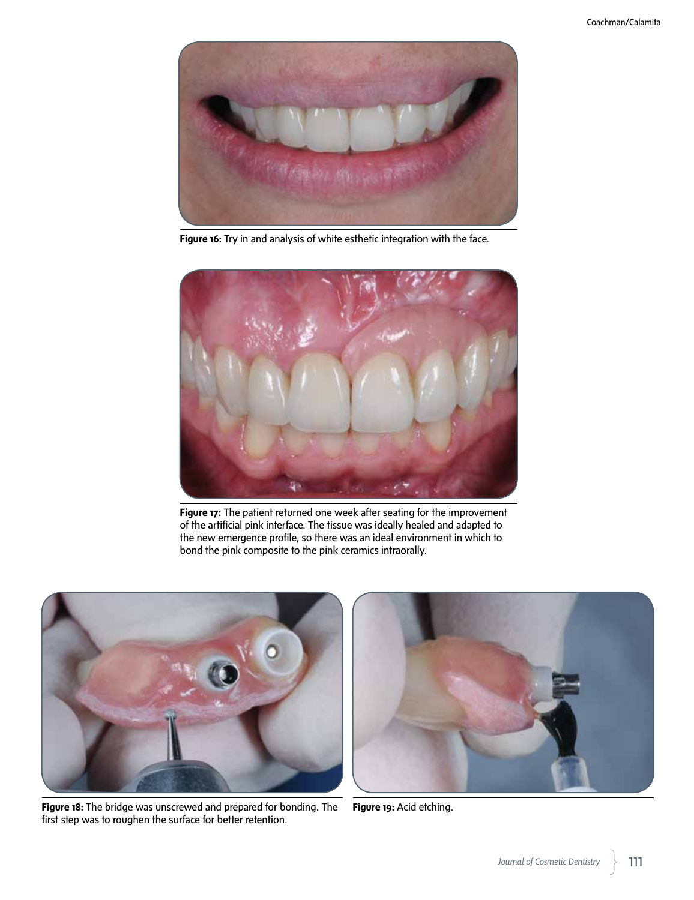**Figure 16:** Try in and analysis of white esthetic integration with the face.

**Figure 17:** The patient returned one week after seating for the improvement of the artificial pink interface. The tissue was ideally healed and adapted to the new emergence profile, so there was an ideal environment in which to bond the pink composite to the pink ceramics intraorally.

**Figure 18:** The bridge was unscrewed and prepared for bonding. The first step was to roughen the surface for better retention.

**Figure 19:** Acid etching.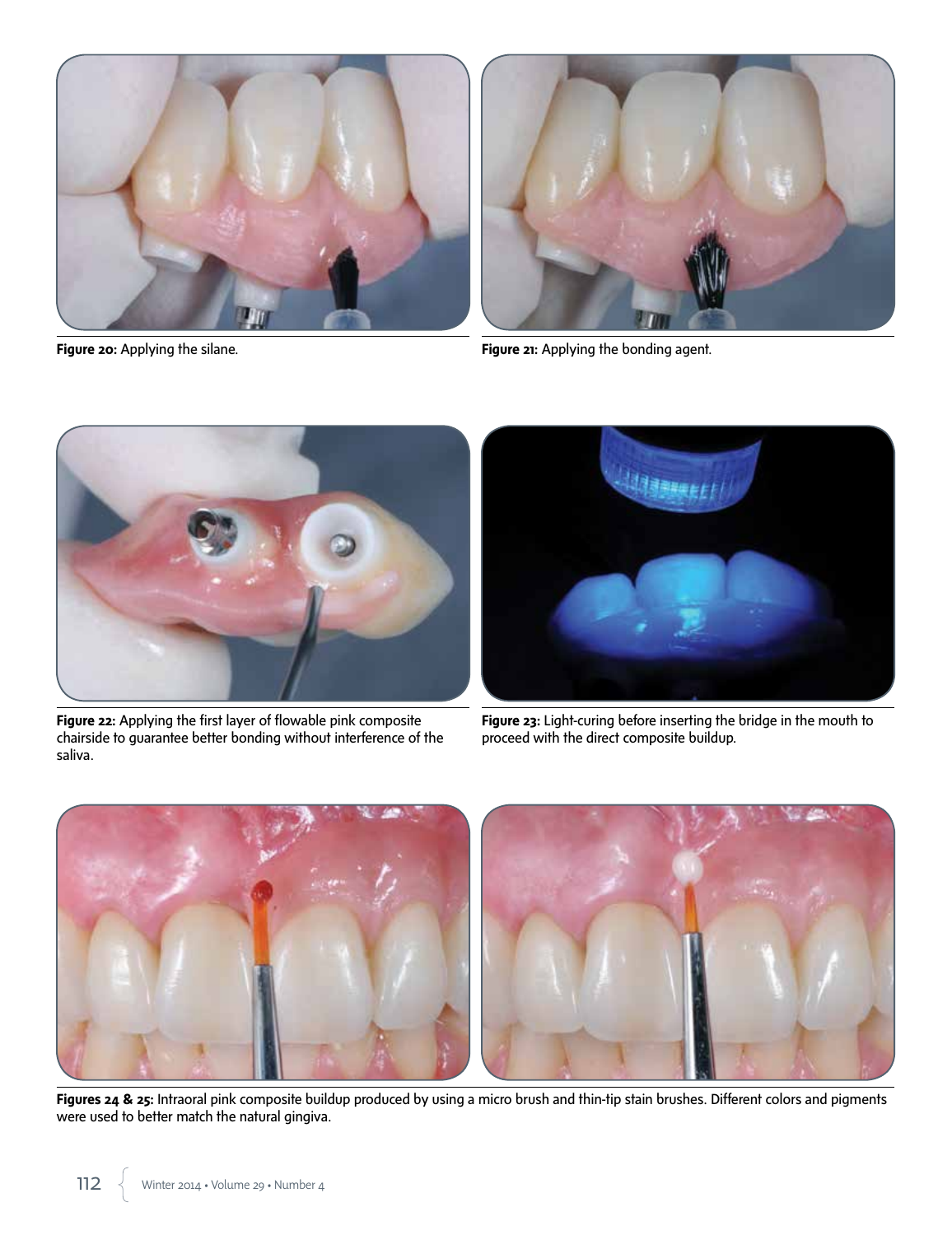**Figure 20:** Applying the silane.

**Figure 21:** Applying the bonding agent.

**Figure 22:** Applying the first layer of flowable pink composite chairside to guarantee better bonding without interference of the saliva.

**Figure 23:** Light-curing before inserting the bridge in the mouth to proceed with the direct composite buildup.

**Figures 24 & 25:** Intraoral pink composite buildup produced by using a micro brush and thin-tip stain brushes. Different colors and pigments were used to better match the natural gingiva.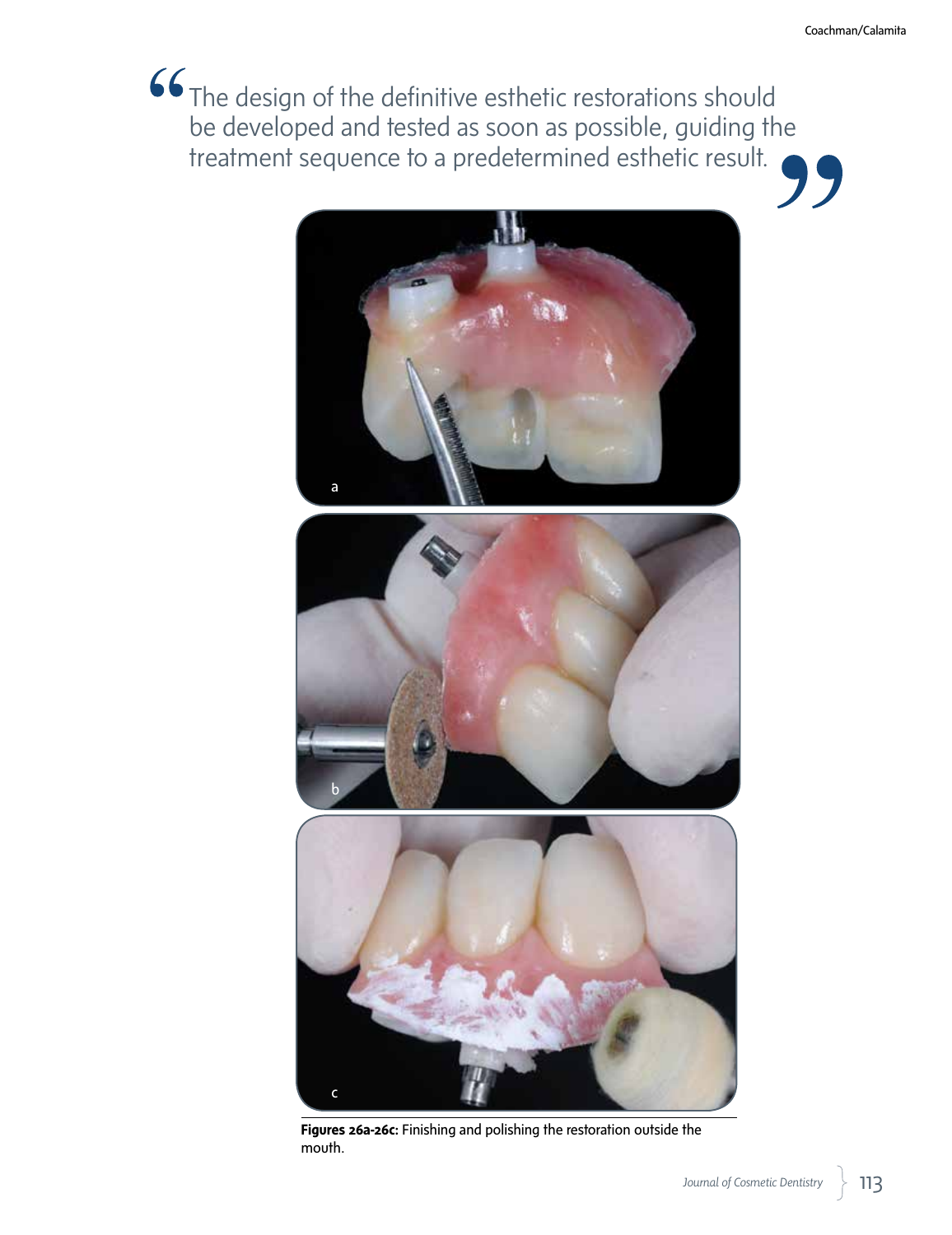> The design of the definitive esthetic restorations should be developed and tested as soon as possible, guiding the treatment sequence to a predetermined esthetic result.

**Figures 26a-26c:** Finishing and polishing the restoration outside the mouth.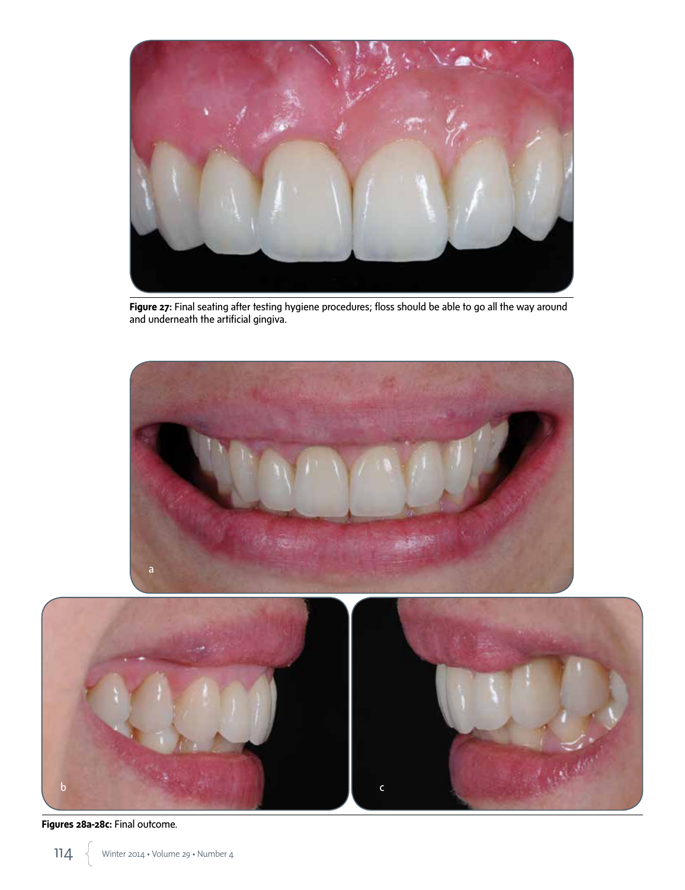**Figure 27:** Final seating after testing hygiene procedures; floss should be able to go all the way around and underneath the artificial gingiva.

**Figures 28a-28c:** Final outcome.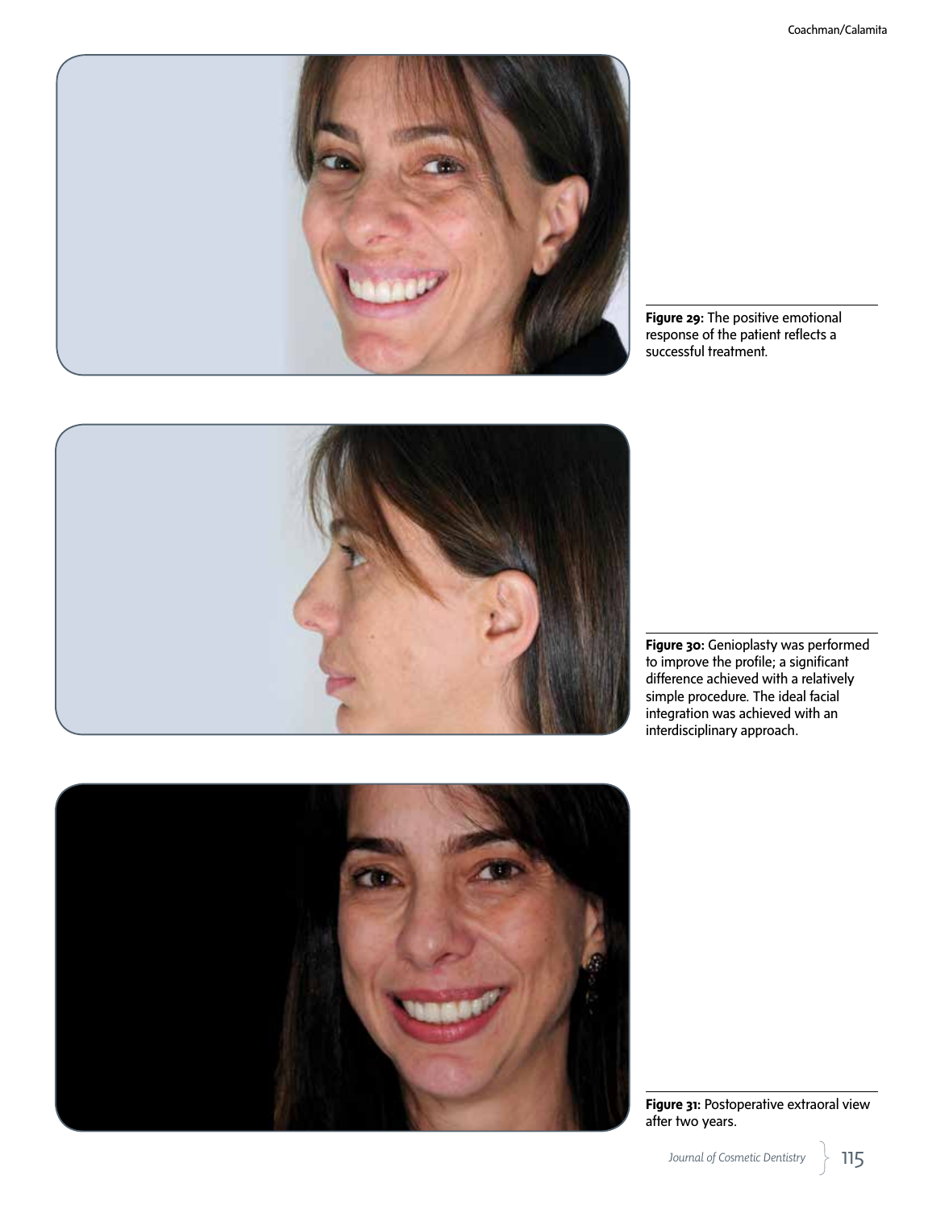**Figure 29:** The positive emotional response of the patient reflects a successful treatment.

**Figure 30:** Genioplasty was performed to improve the profile; a significant difference achieved with a relatively simple procedure. The ideal facial integration was achieved with an interdisciplinary approach.

**Figure 31:** Postoperative extraoral view after two years.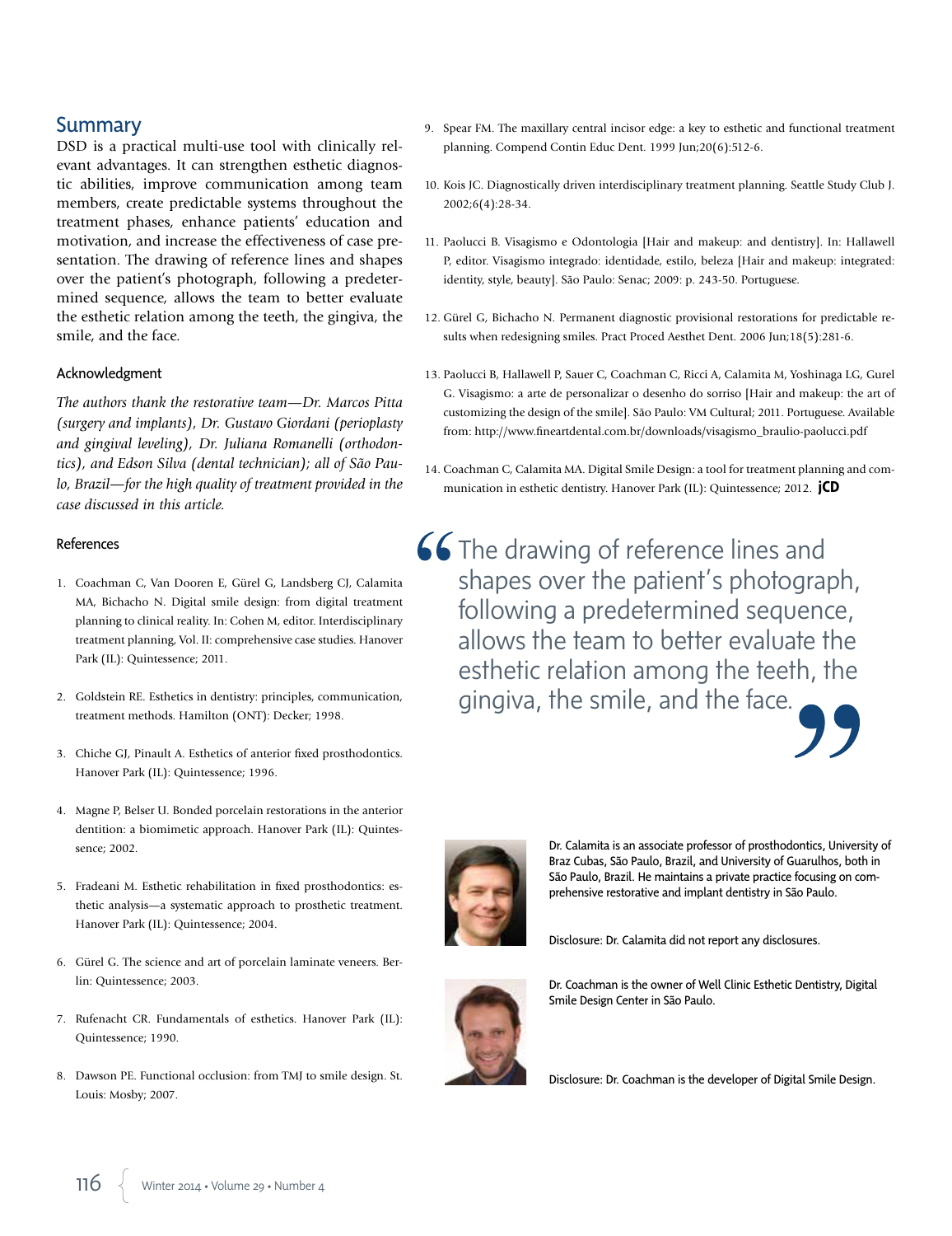## Summary

DSD is a practical multi-use tool with clinically relevant advantages. It can strengthen esthetic diagnostic abilities, improve communication among team members, create predictable systems throughout the treatment phases, enhance patients' education and motivation, and increase the effectiveness of case presentation. The drawing of reference lines and shapes over the patient's photograph, following a predetermined sequence, allows the team to better evaluate the esthetic relation among the teeth, the gingiva, the smile, and the face.

### Acknowledgment

*The authors thank the restorative team—Dr. Marcos Pitta (surgery and implants), Dr. Gustavo Giordani (perioplasty and gingival leveling), Dr. Juliana Romanelli (orthodontics), and Edson Silva (dental technician); all of São Paulo, Brazil—for the high quality of treatment provided in the case discussed in this article.*

### References

1. Coachman C, Van Dooren E, Gürel G, Landsberg CJ, Calamita MA, Bichacho N. Digital smile design: from digital treatment planning to clinical reality. In: Cohen M, editor. Interdisciplinary treatment planning, Vol. II: comprehensive case studies. Hanover Park (IL): Quintessence; 2011.
2. Goldstein RE. Esthetics in dentistry: principles, communication, treatment methods. Hamilton (ONT): Decker; 1998.
3. Chiche GJ, Pinault A. Esthetics of anterior fixed prosthodontics. Hanover Park (IL): Quintessence; 1996.
4. Magne P, Belser U. Bonded porcelain restorations in the anterior dentition: a biomimetic approach. Hanover Park (IL): Quintessence; 2002.
5. Fradeani M. Esthetic rehabilitation in fixed prosthodontics: esthetic analysis—a systematic approach to prosthetic treatment. Hanover Park (IL): Quintessence; 2004.
6. Gürel G. The science and art of porcelain laminate veneers. Berlin: Quintessence; 2003.
7. Rufenacht CR. Fundamentals of esthetics. Hanover Park (IL): Quintessence; 1990.
8. Dawson PE. Functional occlusion: from TMJ to smile design. St. Louis: Mosby; 2007.
9. Spear FM. The maxillary central incisor edge: a key to esthetic and functional treatment planning. Compend Contin Educ Dent. 1999 Jun;20(6):512-6.
10. Kois JC. Diagnostically driven interdisciplinary treatment planning. Seattle Study Club J. 2002;6(4):28-34.
11. Paolucci B. Visagismo e Odontologia [Hair and makeup: and dentistry]. In: Hallawell P, editor. Visagismo integrado: identidade, estilo, beleza [Hair and makeup: integrated: identity, style, beauty]. São Paulo: Senac; 2009: p. 243-50. Portuguese.
12. Gürel G, Bichacho N. Permanent diagnostic provisional restorations for predictable results when redesigning smiles. Pract Proced Aesthet Dent. 2006 Jun;18(5):281-6.
13. Paolucci B, Hallawell P, Sauer C, Coachman C, Ricci A, Calamita M, Yoshinaga LG, Gurel G. Visagismo: a arte de personalizar o desenho do sorriso [Hair and makeup: the art of customizing the design of the smile]. São Paulo: VM Cultural; 2011. Portuguese. Available from: http://www.fineartdental.com.br/downloads/visagismo_braulio-paolucci.pdf
14. Coachman C, Calamita MA. Digital Smile Design: a tool for treatment planning and communication in esthetic dentistry. Hanover Park (IL): Quintessence; 2012. **jCD**

> “The drawing of reference lines and shapes over the patient's photograph, following a predetermined sequence, allows the team to better evaluate the esthetic relation among the teeth, the gingiva, the smile, and the face.”

Dr. Calamita is an associate professor of prosthodontics, University of Braz Cubas, São Paulo, Brazil, and University of Guarulhos, both in São Paulo, Brazil. He maintains a private practice focusing on comprehensive restorative and implant dentistry in São Paulo.

Disclosure: Dr. Calamita did not report any disclosures.

Dr. Coachman is the owner of Well Clinic Esthetic Dentistry, Digital Smile Design Center in São Paulo.

Disclosure: Dr. Coachman is the developer of Digital Smile Design.